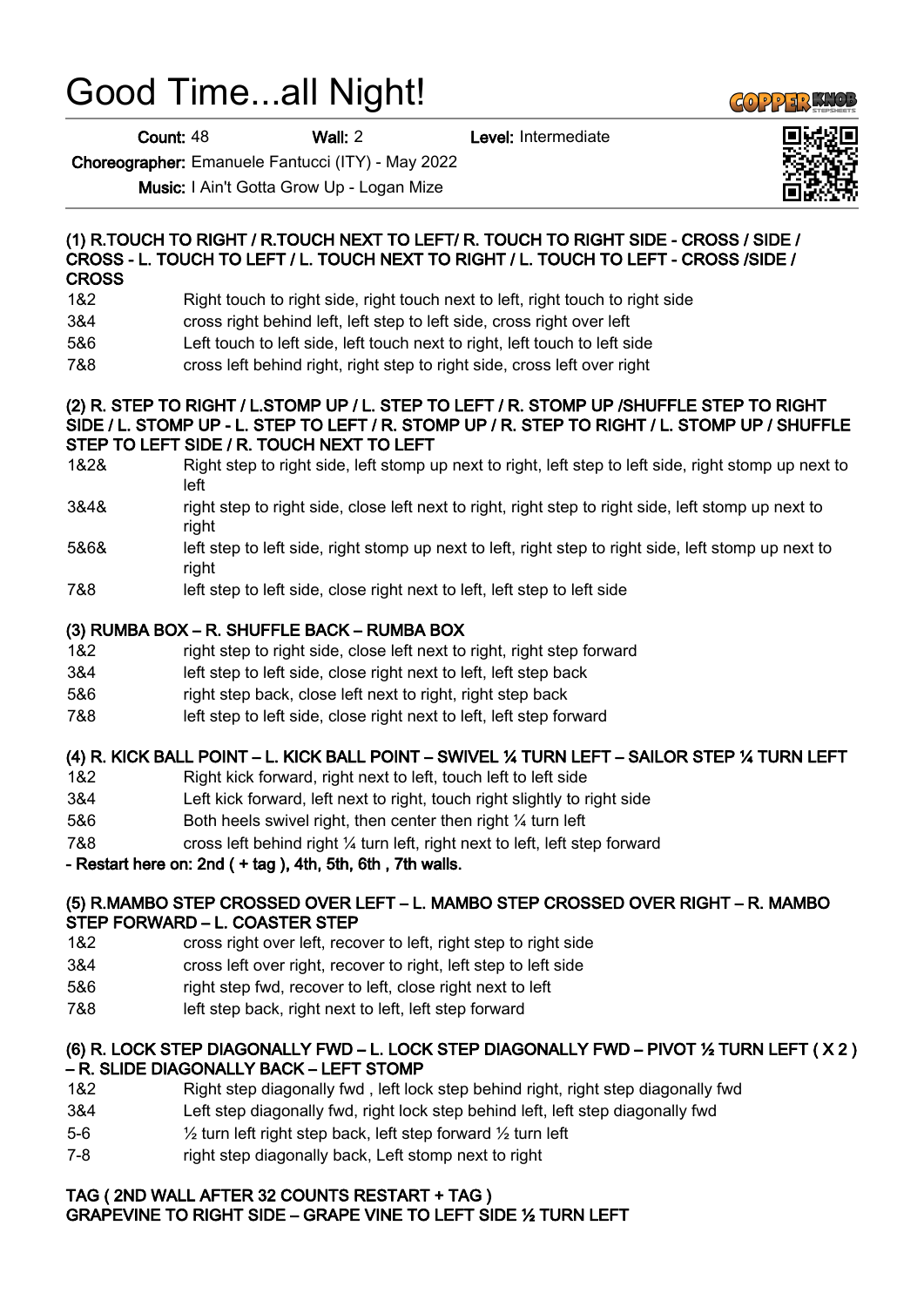# Good Time...all Night!

**Count:** 48 **Wall:** 2 **Level:** Intermediate

**Choreographer:** Emanuele Fantucci (ITY) - May 2022

**Music:** I Ain't Gotta Grow Up - Logan Mize

### (1) R.TOUCH TO RIGHT / R.TOUCH NEXT TO LEFT/ R. TOUCH TO RIGHT SIDE - CROSS / SIDE / CROSS - L. TOUCH TO LEFT / L. TOUCH NEXT TO RIGHT / L. TOUCH TO LEFT - CROSS /SIDE / CROSS

| | |
|---|---|
| 1&2 | Right touch to right side, right touch next to left, right touch to right side |
| 3&4 | cross right behind left, left step to left side, cross right over left |
| 5&6 | Left touch to left side, left touch next to right, left touch to left side |
| 7&8 | cross left behind right, right step to right side, cross left over right |

### (2) R. STEP TO RIGHT / L.STOMP UP / L. STEP TO LEFT / R. STOMP UP /SHUFFLE STEP TO RIGHT SIDE / L. STOMP UP - L. STEP TO LEFT / R. STOMP UP / R. STEP TO RIGHT / L. STOMP UP / SHUFFLE STEP TO LEFT SIDE / R. TOUCH NEXT TO LEFT

| | |
|---|---|
| 1&2& | Right step to right side, left stomp up next to right, left step to left side, right stomp up next to left |
| 3&4& | right step to right side, close left next to right, right step to right side, left stomp up next to right |
| 5&6& | left step to left side, right stomp up next to left, right step to right side, left stomp up next to right |
| 7&8 | left step to left side, close right next to left, left step to left side |

### (3) RUMBA BOX – R. SHUFFLE BACK – RUMBA BOX

| | |
|---|---|
| 1&2 | right step to right side, close left next to right, right step forward |
| 3&4 | left step to left side, close right next to left, left step back |
| 5&6 | right step back, close left next to right, right step back |
| 7&8 | left step to left side, close right next to left, left step forward |

### (4) R. KICK BALL POINT – L. KICK BALL POINT – SWIVEL ¼ TURN LEFT – SAILOR STEP ¼ TURN LEFT

| | |
|---|---|
| 1&2 | Right kick forward, right next to left, touch left to left side |
| 3&4 | Left kick forward, left next to right, touch right slightly to right side |
| 5&6 | Both heels swivel right, then center then right ¼ turn left |
| 7&8 | cross left behind right ¼ turn left, right next to left, left step forward |

**- Restart here on: 2nd ( + tag ), 4th, 5th, 6th , 7th walls.**

### (5) R.MAMBO STEP CROSSED OVER LEFT – L. MAMBO STEP CROSSED OVER RIGHT – R. MAMBO STEP FORWARD – L. COASTER STEP

| | |
|---|---|
| 1&2 | cross right over left, recover to left, right step to right side |
| 3&4 | cross left over right, recover to right, left step to left side |
| 5&6 | right step fwd, recover to left, close right next to left |
| 7&8 | left step back, right next to left, left step forward |

### (6) R. LOCK STEP DIAGONALLY FWD – L. LOCK STEP DIAGONALLY FWD – PIVOT ½ TURN LEFT ( X 2 ) – R. SLIDE DIAGONALLY BACK – LEFT STOMP

| | |
|---|---|
| 1&2 | Right step diagonally fwd , left lock step behind right, right step diagonally fwd |
| 3&4 | Left step diagonally fwd, right lock step behind left, left step diagonally fwd |
| 5-6 | ½ turn left right step back, left step forward ½ turn left |
| 7-8 | right step diagonally back, Left stomp next to right |

### TAG ( 2ND WALL AFTER 32 COUNTS RESTART + TAG )
### GRAPEVINE TO RIGHT SIDE – GRAPE VINE TO LEFT SIDE ½ TURN LEFT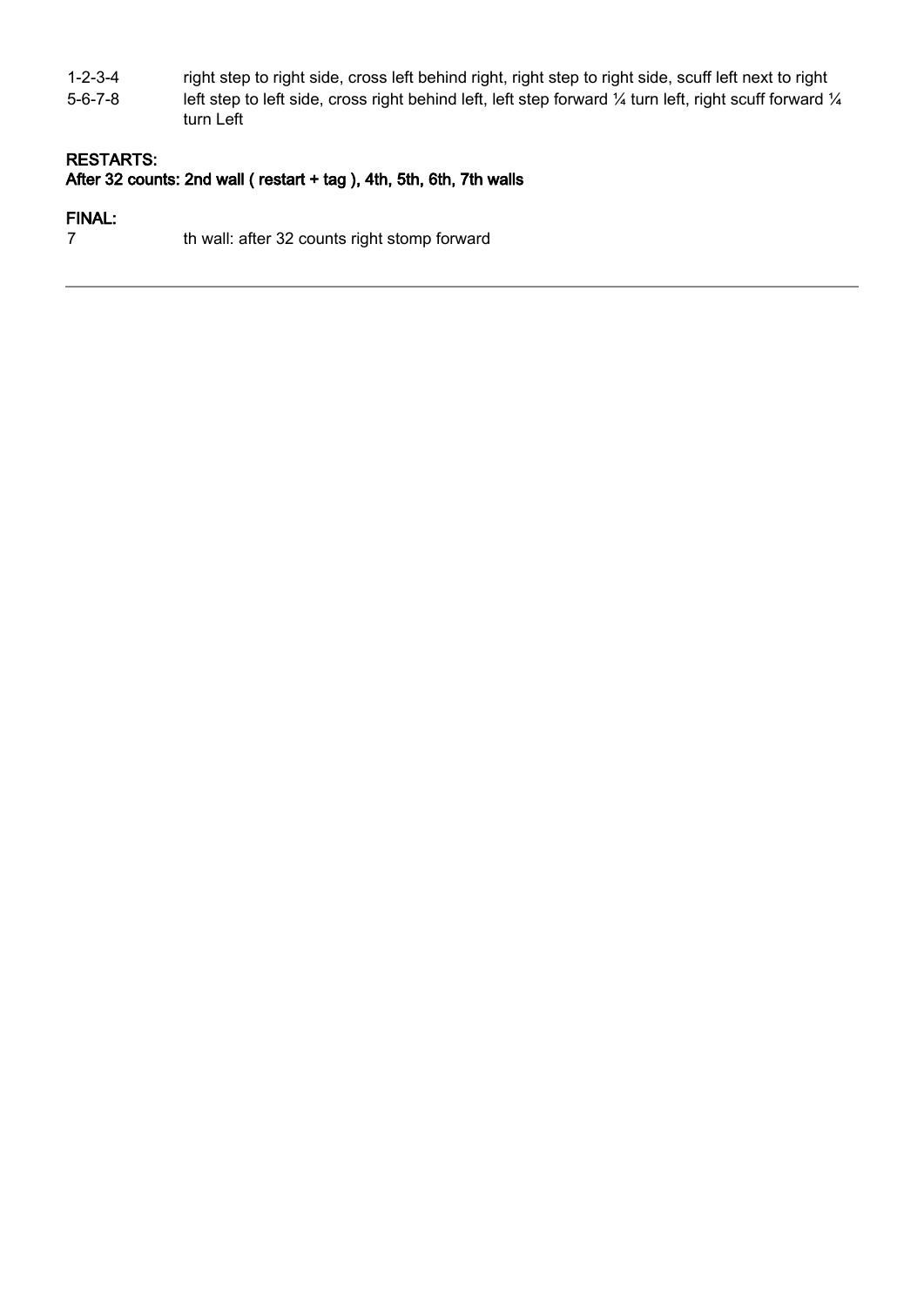| | |
|---|---|
| 1-2-3-4 | right step to right side, cross left behind right, right step to right side, scuff left next to right |
| 5-6-7-8 | left step to left side, cross right behind left, left step forward ¼ turn left, right scuff forward ¼ turn Left |

**RESTARTS:**
**After 32 counts: 2nd wall ( restart + tag ), 4th, 5th, 6th, 7th walls**

**FINAL:**
7th wall: after 32 counts right stomp forward

---